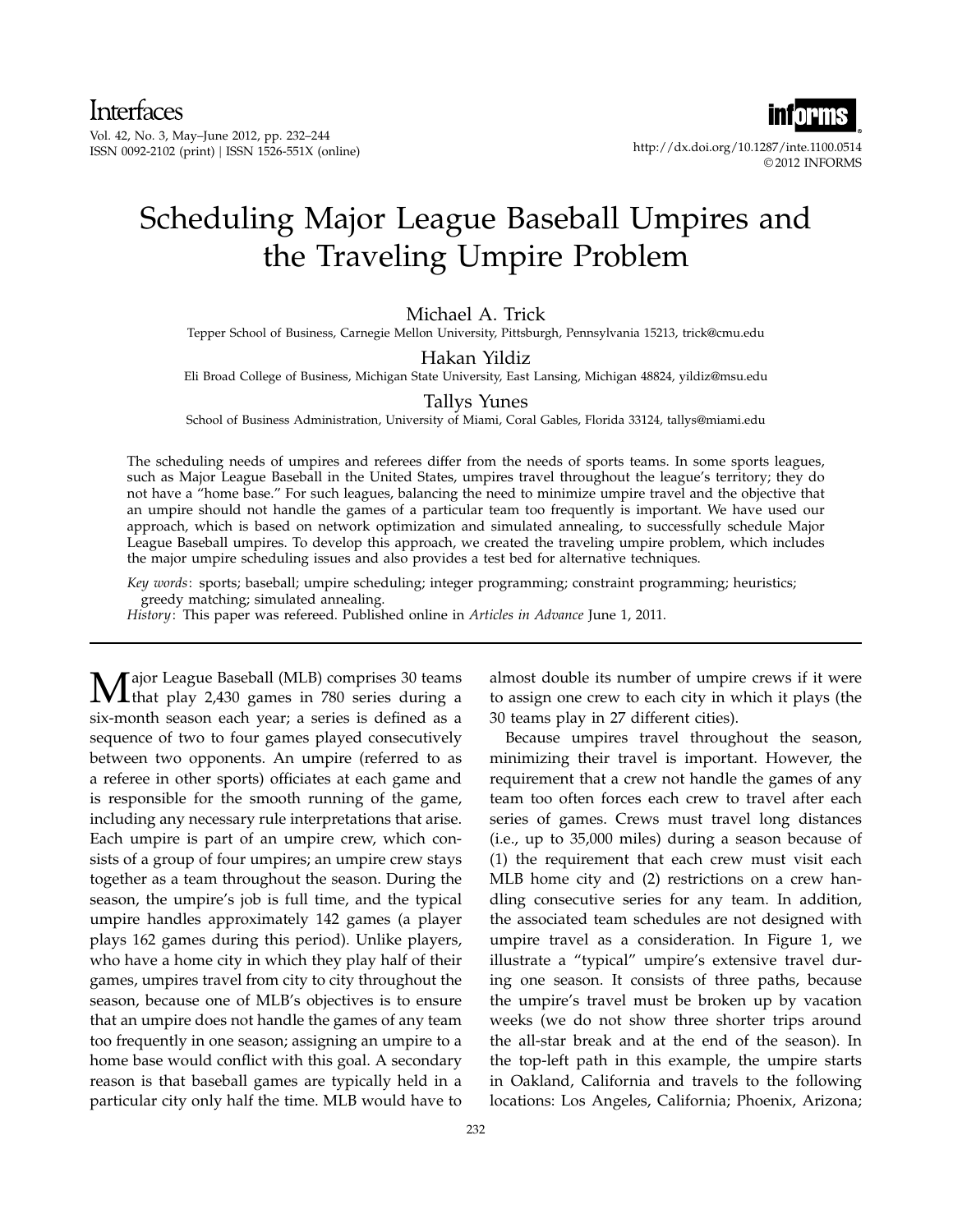# Scheduling Major League Baseball Umpires and the Traveling Umpire Problem

Michael A. Trick
Tepper School of Business, Carnegie Mellon University, Pittsburgh, Pennsylvania 15213, trick@cmu.edu

Hakan Yildiz
Eli Broad College of Business, Michigan State University, East Lansing, Michigan 48824, yildiz@msu.edu

Tallys Yunes
School of Business Administration, University of Miami, Coral Gables, Florida 33124, tallys@miami.edu

The scheduling needs of umpires and referees differ from the needs of sports teams. In some sports leagues, such as Major League Baseball in the United States, umpires travel throughout the league's territory; they do not have a "home base." For such leagues, balancing the need to minimize umpire travel and the objective that an umpire should not handle the games of a particular team too frequently is important. We have used our approach, which is based on network optimization and simulated annealing, to successfully schedule Major League Baseball umpires. To develop this approach, we created the traveling umpire problem, which includes the major umpire scheduling issues and also provides a test bed for alternative techniques.

*Key words*: sports; baseball; umpire scheduling; integer programming; constraint programming; heuristics; greedy matching; simulated annealing.

*History*: This paper was refereed. Published online in *Articles in Advance* June 1, 2011.

---

Major League Baseball (MLB) comprises 30 teams that play 2,430 games in 780 series during a six-month season each year; a series is defined as a sequence of two to four games played consecutively between two opponents. An umpire (referred to as a referee in other sports) officiates at each game and is responsible for the smooth running of the game, including any necessary rule interpretations that arise. Each umpire is part of an umpire crew, which consists of a group of four umpires; an umpire crew stays together as a team throughout the season. During the season, the umpire's job is full time, and the typical umpire handles approximately 142 games (a player plays 162 games during this period). Unlike players, who have a home city in which they play half of their games, umpires travel from city to city throughout the season, because one of MLB's objectives is to ensure that an umpire does not handle the games of any team too frequently in one season; assigning an umpire to a home base would conflict with this goal. A secondary reason is that baseball games are typically held in a particular city only half the time. MLB would have to almost double its number of umpire crews if it were to assign one crew to each city in which it plays (the 30 teams play in 27 different cities).

Because umpires travel throughout the season, minimizing their travel is important. However, the requirement that a crew not handle the games of any team too often forces each crew to travel after each series of games. Crews must travel long distances (i.e., up to 35,000 miles) during a season because of (1) the requirement that each crew must visit each MLB home city and (2) restrictions on a crew handling consecutive series for any team. In addition, the associated team schedules are not designed with umpire travel as a consideration. In Figure 1, we illustrate a "typical" umpire's extensive travel during one season. It consists of three paths, because the umpire's travel must be broken up by vacation weeks (we do not show three shorter trips around the all-star break and at the end of the season). In the top-left path in this example, the umpire starts in Oakland, California and travels to the following locations: Los Angeles, California; Phoenix, Arizona;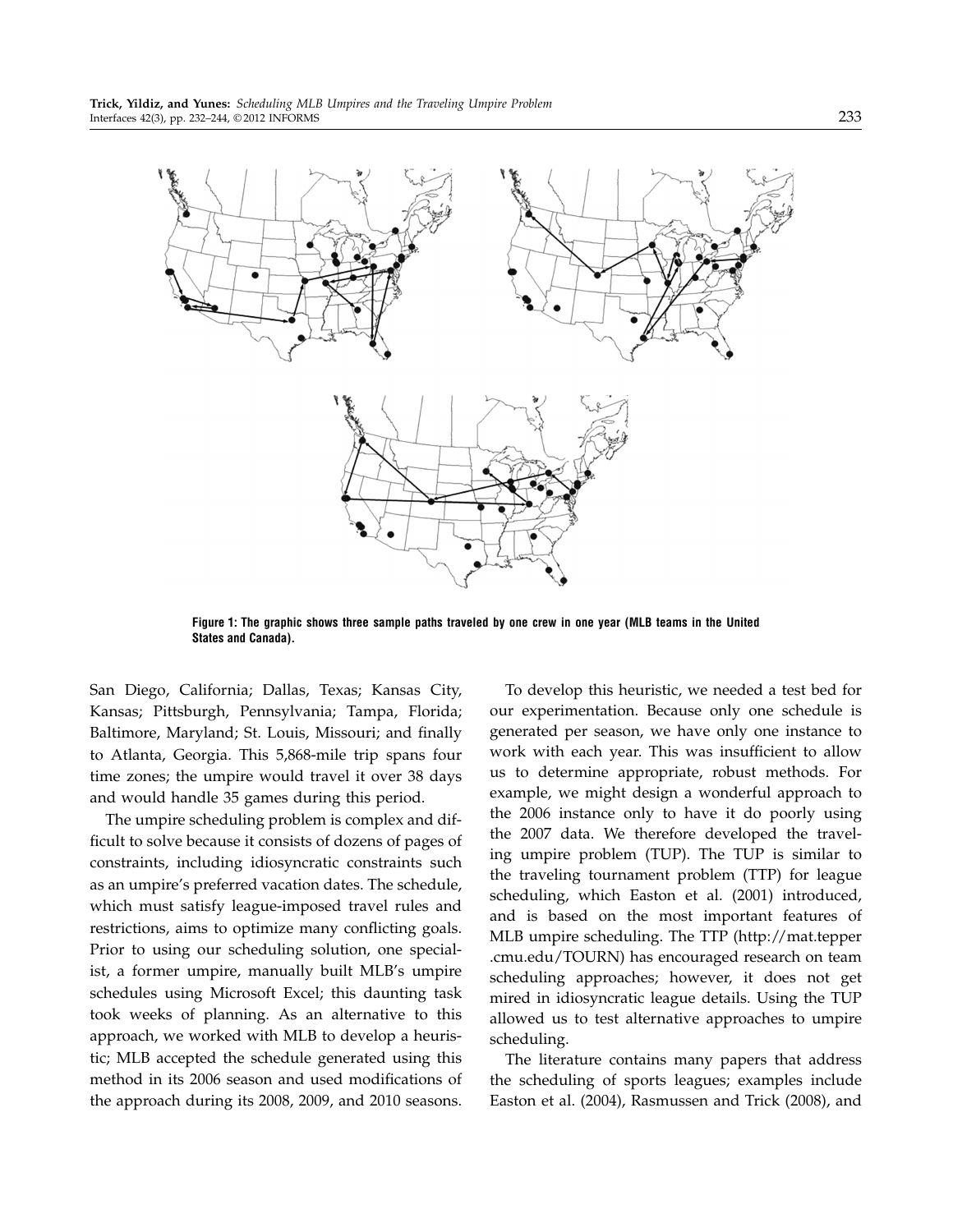Figure 1: The graphic shows three sample paths traveled by one crew in one year (MLB teams in the United States and Canada).

San Diego, California; Dallas, Texas; Kansas City, Kansas; Pittsburgh, Pennsylvania; Tampa, Florida; Baltimore, Maryland; St. Louis, Missouri; and finally to Atlanta, Georgia. This 5,868-mile trip spans four time zones; the umpire would travel it over 38 days and would handle 35 games during this period.

The umpire scheduling problem is complex and difficult to solve because it consists of dozens of pages of constraints, including idiosyncratic constraints such as an umpire's preferred vacation dates. The schedule, which must satisfy league-imposed travel rules and restrictions, aims to optimize many conflicting goals. Prior to using our scheduling solution, one specialist, a former umpire, manually built MLB's umpire schedules using Microsoft Excel; this daunting task took weeks of planning. As an alternative to this approach, we worked with MLB to develop a heuristic; MLB accepted the schedule generated using this method in its 2006 season and used modifications of the approach during its 2008, 2009, and 2010 seasons.

To develop this heuristic, we needed a test bed for our experimentation. Because only one schedule is generated per season, we have only one instance to work with each year. This was insufficient to allow us to determine appropriate, robust methods. For example, we might design a wonderful approach to the 2006 instance only to have it do poorly using the 2007 data. We therefore developed the traveling umpire problem (TUP). The TUP is similar to the traveling tournament problem (TTP) for league scheduling, which Easton et al. (2001) introduced, and is based on the most important features of MLB umpire scheduling. The TTP (http://mat.tepper.cmu.edu/TOURN) has encouraged research on team scheduling approaches; however, it does not get mired in idiosyncratic league details. Using the TUP allowed us to test alternative approaches to umpire scheduling.

The literature contains many papers that address the scheduling of sports leagues; examples include Easton et al. (2004), Rasmussen and Trick (2008), and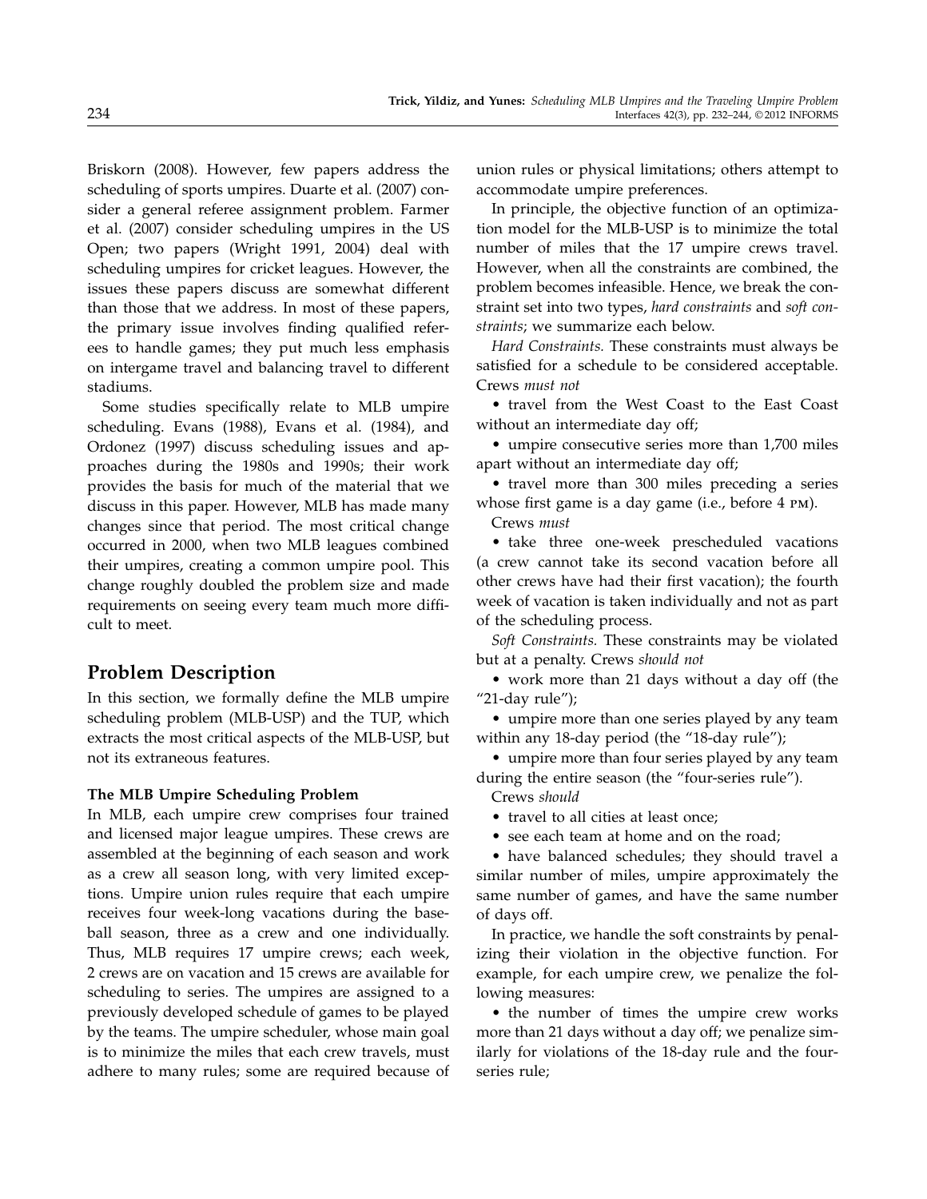Briskorn (2008). However, few papers address the scheduling of sports umpires. Duarte et al. (2007) consider a general referee assignment problem. Farmer et al. (2007) consider scheduling umpires in the US Open; two papers (Wright 1991, 2004) deal with scheduling umpires for cricket leagues. However, the issues these papers discuss are somewhat different than those that we address. In most of these papers, the primary issue involves finding qualified referees to handle games; they put much less emphasis on intergame travel and balancing travel to different stadiums.

Some studies specifically relate to MLB umpire scheduling. Evans (1988), Evans et al. (1984), and Ordonez (1997) discuss scheduling issues and approaches during the 1980s and 1990s; their work provides the basis for much of the material that we discuss in this paper. However, MLB has made many changes since that period. The most critical change occurred in 2000, when two MLB leagues combined their umpires, creating a common umpire pool. This change roughly doubled the problem size and made requirements on seeing every team much more difficult to meet.

## Problem Description

In this section, we formally define the MLB umpire scheduling problem (MLB-USP) and the TUP, which extracts the most critical aspects of the MLB-USP, but not its extraneous features.

### The MLB Umpire Scheduling Problem

In MLB, each umpire crew comprises four trained and licensed major league umpires. These crews are assembled at the beginning of each season and work as a crew all season long, with very limited exceptions. Umpire union rules require that each umpire receives four week-long vacations during the baseball season, three as a crew and one individually. Thus, MLB requires 17 umpire crews; each week, 2 crews are on vacation and 15 crews are available for scheduling to series. The umpires are assigned to a previously developed schedule of games to be played by the teams. The umpire scheduler, whose main goal is to minimize the miles that each crew travels, must adhere to many rules; some are required because of union rules or physical limitations; others attempt to accommodate umpire preferences.

In principle, the objective function of an optimization model for the MLB-USP is to minimize the total number of miles that the 17 umpire crews travel. However, when all the constraints are combined, the problem becomes infeasible. Hence, we break the constraint set into two types, *hard constraints* and *soft constraints*; we summarize each below.

*Hard Constraints.* These constraints must always be satisfied for a schedule to be considered acceptable. Crews *must not*

- travel from the West Coast to the East Coast without an intermediate day off;
- umpire consecutive series more than 1,700 miles apart without an intermediate day off;
- travel more than 300 miles preceding a series whose first game is a day game (i.e., before 4 PM).

Crews *must*

- take three one-week prescheduled vacations (a crew cannot take its second vacation before all other crews have had their first vacation); the fourth week of vacation is taken individually and not as part of the scheduling process.

*Soft Constraints.* These constraints may be violated but at a penalty. Crews *should not*

- work more than 21 days without a day off (the "21-day rule");
- umpire more than one series played by any team within any 18-day period (the "18-day rule");
- umpire more than four series played by any team during the entire season (the "four-series rule").

Crews *should*

- travel to all cities at least once;
- see each team at home and on the road;
- have balanced schedules; they should travel a similar number of miles, umpire approximately the same number of games, and have the same number of days off.

In practice, we handle the soft constraints by penalizing their violation in the objective function. For example, for each umpire crew, we penalize the following measures:

- the number of times the umpire crew works more than 21 days without a day off; we penalize similarly for violations of the 18-day rule and the four-series rule;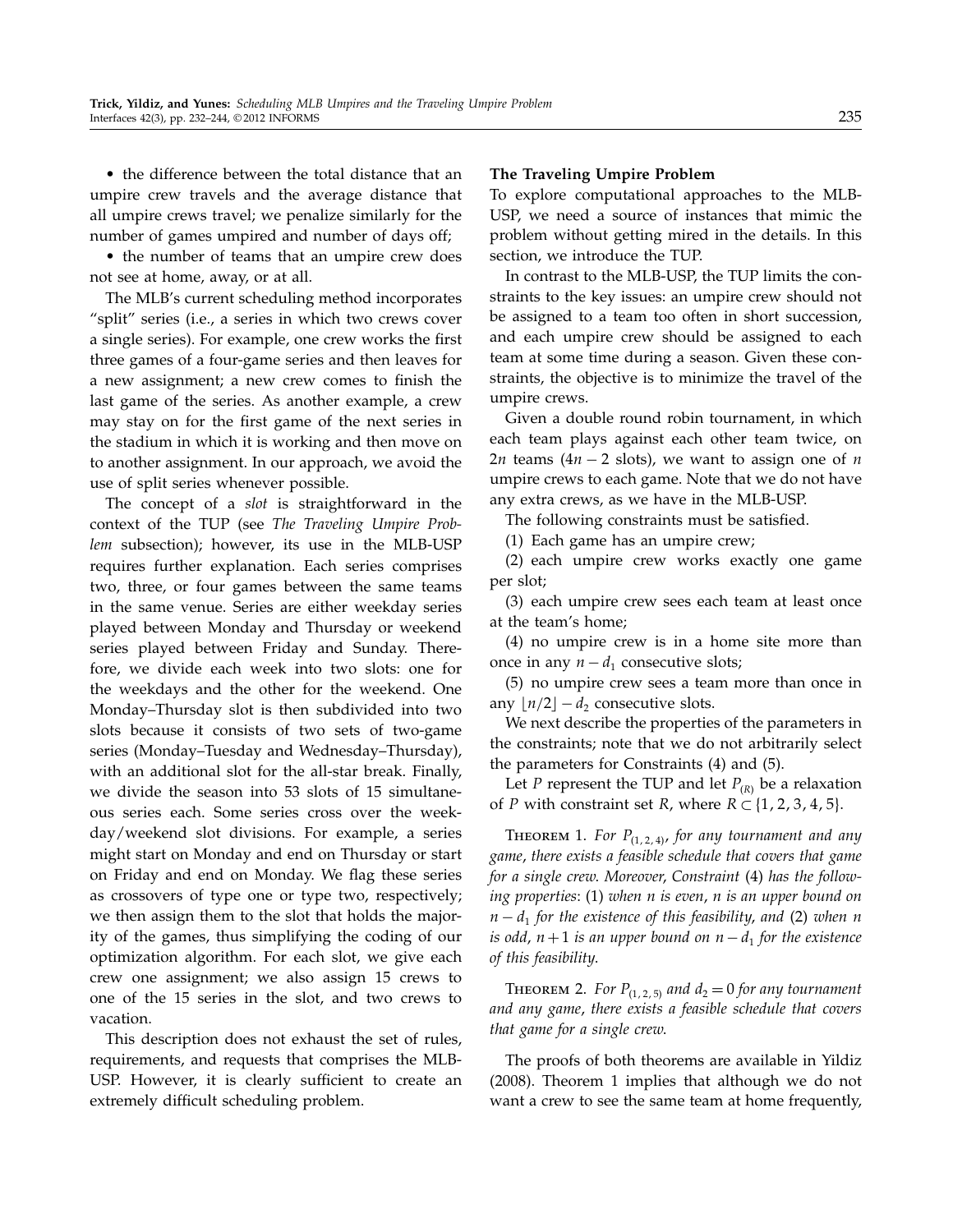• the difference between the total distance that an umpire crew travels and the average distance that all umpire crews travel; we penalize similarly for the number of games umpired and number of days off;

• the number of teams that an umpire crew does not see at home, away, or at all.

The MLB's current scheduling method incorporates "split" series (i.e., a series in which two crews cover a single series). For example, one crew works the first three games of a four-game series and then leaves for a new assignment; a new crew comes to finish the last game of the series. As another example, a crew may stay on for the first game of the next series in the stadium in which it is working and then move on to another assignment. In our approach, we avoid the use of split series whenever possible.

The concept of a *slot* is straightforward in the context of the TUP (see *The Traveling Umpire Problem* subsection); however, its use in the MLB-USP requires further explanation. Each series comprises two, three, or four games between the same teams in the same venue. Series are either weekday series played between Monday and Thursday or weekend series played between Friday and Sunday. Therefore, we divide each week into two slots: one for the weekdays and the other for the weekend. One Monday–Thursday slot is then subdivided into two slots because it consists of two sets of two-game series (Monday–Tuesday and Wednesday–Thursday), with an additional slot for the all-star break. Finally, we divide the season into 53 slots of 15 simultaneous series each. Some series cross over the weekday/weekend slot divisions. For example, a series might start on Monday and end on Thursday or start on Friday and end on Monday. We flag these series as crossovers of type one or type two, respectively; we then assign them to the slot that holds the majority of the games, thus simplifying the coding of our optimization algorithm. For each slot, we give each crew one assignment; we also assign 15 crews to one of the 15 series in the slot, and two crews to vacation.

This description does not exhaust the set of rules, requirements, and requests that comprises the MLB-USP. However, it is clearly sufficient to create an extremely difficult scheduling problem.

### The Traveling Umpire Problem

To explore computational approaches to the MLB-USP, we need a source of instances that mimic the problem without getting mired in the details. In this section, we introduce the TUP.

In contrast to the MLB-USP, the TUP limits the constraints to the key issues: an umpire crew should not be assigned to a team too often in short succession, and each umpire crew should be assigned to each team at some time during a season. Given these constraints, the objective is to minimize the travel of the umpire crews.

Given a double round robin tournament, in which each team plays against each other team twice, on $2n$ teams ($4n-2$ slots), we want to assign one of $n$ umpire crews to each game. Note that we do not have any extra crews, as we have in the MLB-USP.

The following constraints must be satisfied.

(1) Each game has an umpire crew;

(2) each umpire crew works exactly one game per slot;

(3) each umpire crew sees each team at least once at the team's home;

(4) no umpire crew is in a home site more than once in any $n-d_1$ consecutive slots;

(5) no umpire crew sees a team more than once in any $\lfloor n/2 \rfloor - d_2$ consecutive slots.

We next describe the properties of the parameters in the constraints; note that we do not arbitrarily select the parameters for Constraints (4) and (5).

Let $P$ represent the TUP and let $P_{(R)}$ be a relaxation of $P$ with constraint set $R$, where $R \subset \{1, 2, 3, 4, 5\}$.

THEOREM 1. *For $P_{(1,2,4)}$, for any tournament and any game, there exists a feasible schedule that covers that game for a single crew. Moreover, Constraint (4) has the following properties: (1) when $n$ is even, $n$ is an upper bound on $n-d_1$ for the existence of this feasibility, and (2) when $n$ is odd, $n+1$ is an upper bound on $n-d_1$ for the existence of this feasibility.*

THEOREM 2. *For $P_{(1,2,5)}$ and $d_2 = 0$ for any tournament and any game, there exists a feasible schedule that covers that game for a single crew.*

The proofs of both theorems are available in Yildiz (2008). Theorem 1 implies that although we do not want a crew to see the same team at home frequently,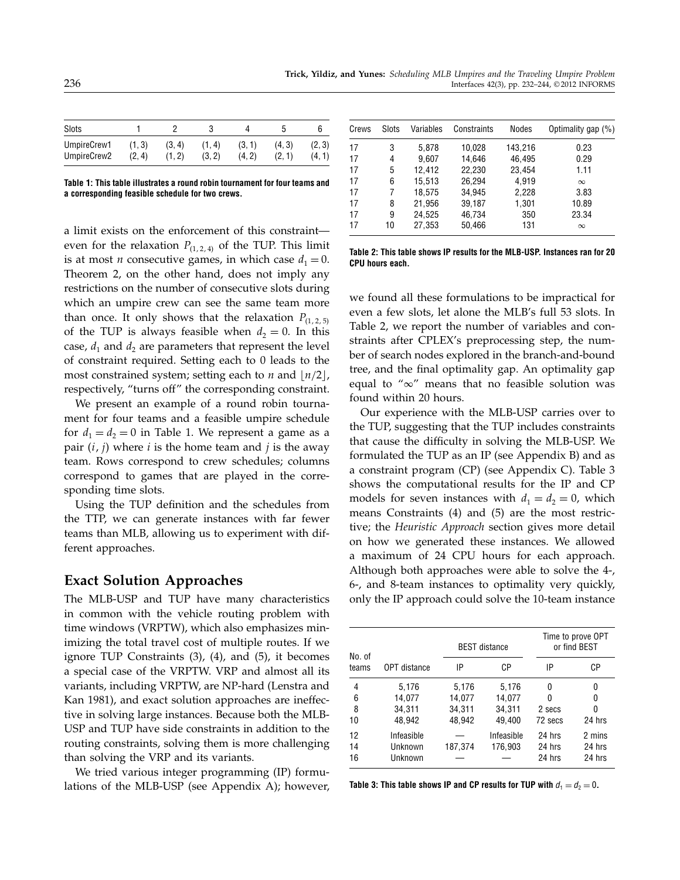| Slots | 1 | 2 | 3 | 4 | 5 | 6 |
|---|---|---|---|---|---|---|
| UmpireCrew1 | (1, 3) | (3, 4) | (1, 4) | (3, 1) | (4, 3) | (2, 3) |
| UmpireCrew2 | (2, 4) | (1, 2) | (3, 2) | (4, 2) | (2, 1) | (4, 1) |

**Table 1: This table illustrates a round robin tournament for four teams and a corresponding feasible schedule for two crews.**

a limit exists on the enforcement of this constraint—even for the relaxation $P_{(1,2,4)}$ of the TUP. This limit is at most $n$ consecutive games, in which case $d_1 = 0$. Theorem 2, on the other hand, does not imply any restrictions on the number of consecutive slots during which an umpire crew can see the same team more than once. It only shows that the relaxation $P_{(1,2,5)}$ of the TUP is always feasible when $d_2 = 0$. In this case, $d_1$ and $d_2$ are parameters that represent the level of constraint required. Setting each to 0 leads to the most constrained system; setting each to $n$ and $\lfloor n/2 \rfloor$, respectively, "turns off" the corresponding constraint.

We present an example of a round robin tournament for four teams and a feasible umpire schedule for $d_1 = d_2 = 0$ in Table 1. We represent a game as a pair $(i, j)$ where $i$ is the home team and $j$ is the away team. Rows correspond to crew schedules; columns correspond to games that are played in the corresponding time slots.

Using the TUP definition and the schedules from the TTP, we can generate instances with far fewer teams than MLB, allowing us to experiment with different approaches.

## Exact Solution Approaches

The MLB-USP and TUP have many characteristics in common with the vehicle routing problem with time windows (VRPTW), which also emphasizes minimizing the total travel cost of multiple routes. If we ignore TUP Constraints (3), (4), and (5), it becomes a special case of the VRPTW. VRP and almost all its variants, including VRPTW, are NP-hard (Lenstra and Kan 1981), and exact solution approaches are ineffective in solving large instances. Because both the MLB-USP and TUP have side constraints in addition to the routing constraints, solving them is more challenging than solving the VRP and its variants.

We tried various integer programming (IP) formulations of the MLB-USP (see Appendix A); however, we found all these formulations to be impractical for even a few slots, let alone the MLB's full 53 slots. In Table 2, we report the number of variables and constraints after CPLEX's preprocessing step, the number of search nodes explored in the branch-and-bound tree, and the final optimality gap. An optimality gap equal to "$\infty$" means that no feasible solution was found within 20 hours.

| Crews | Slots | Variables | Constraints | Nodes | Optimality gap (%) |
|---|---|---|---|---|---|
| 17 | 3 | 5,878 | 10,028 | 143,216 | 0.23 |
| 17 | 4 | 9,607 | 14,646 | 46,495 | 0.29 |
| 17 | 5 | 12,412 | 22,230 | 23,454 | 1.11 |
| 17 | 6 | 15,513 | 26,294 | 4,919 | $\infty$ |
| 17 | 7 | 18,575 | 34,945 | 2,228 | 3.83 |
| 17 | 8 | 21,956 | 39,187 | 1,301 | 10.89 |
| 17 | 9 | 24,525 | 46,734 | 350 | 23.34 |
| 17 | 10 | 27,353 | 50,466 | 131 | $\infty$ |

**Table 2: This table shows IP results for the MLB-USP. Instances ran for 20 CPU hours each.**

Our experience with the MLB-USP carries over to the TUP, suggesting that the TUP includes constraints that cause the difficulty in solving the MLB-USP. We formulated the TUP as an IP (see Appendix B) and as a constraint program (CP) (see Appendix C). Table 3 shows the computational results for the IP and CP models for seven instances with $d_1 = d_2 = 0$, which means Constraints (4) and (5) are the most restrictive; the *Heuristic Approach* section gives more detail on how we generated these instances. We allowed a maximum of 24 CPU hours for each approach. Although both approaches were able to solve the 4-, 6-, and 8-team instances to optimality very quickly, only the IP approach could solve the 10-team instance

| No. of teams | OPT distance | BEST distance | | Time to prove OPT or find BEST | |
|---|---|---|---|---|---|
| | | IP | CP | IP | CP |
| 4 | 5,176 | 5,176 | 5,176 | 0 | 0 |
| 6 | 14,077 | 14,077 | 14,077 | 0 | 0 |
| 8 | 34,311 | 34,311 | 34,311 | 2 secs | 0 |
| 10 | 48,942 | 48,942 | 49,400 | 72 secs | 24 hrs |
| 12 | Infeasible | — | Infeasible | 24 hrs | 2 mins |
| 14 | Unknown | 187,374 | 176,903 | 24 hrs | 24 hrs |
| 16 | Unknown | — | — | 24 hrs | 24 hrs |

**Table 3: This table shows IP and CP results for TUP with $d_1 = d_2 = 0$.**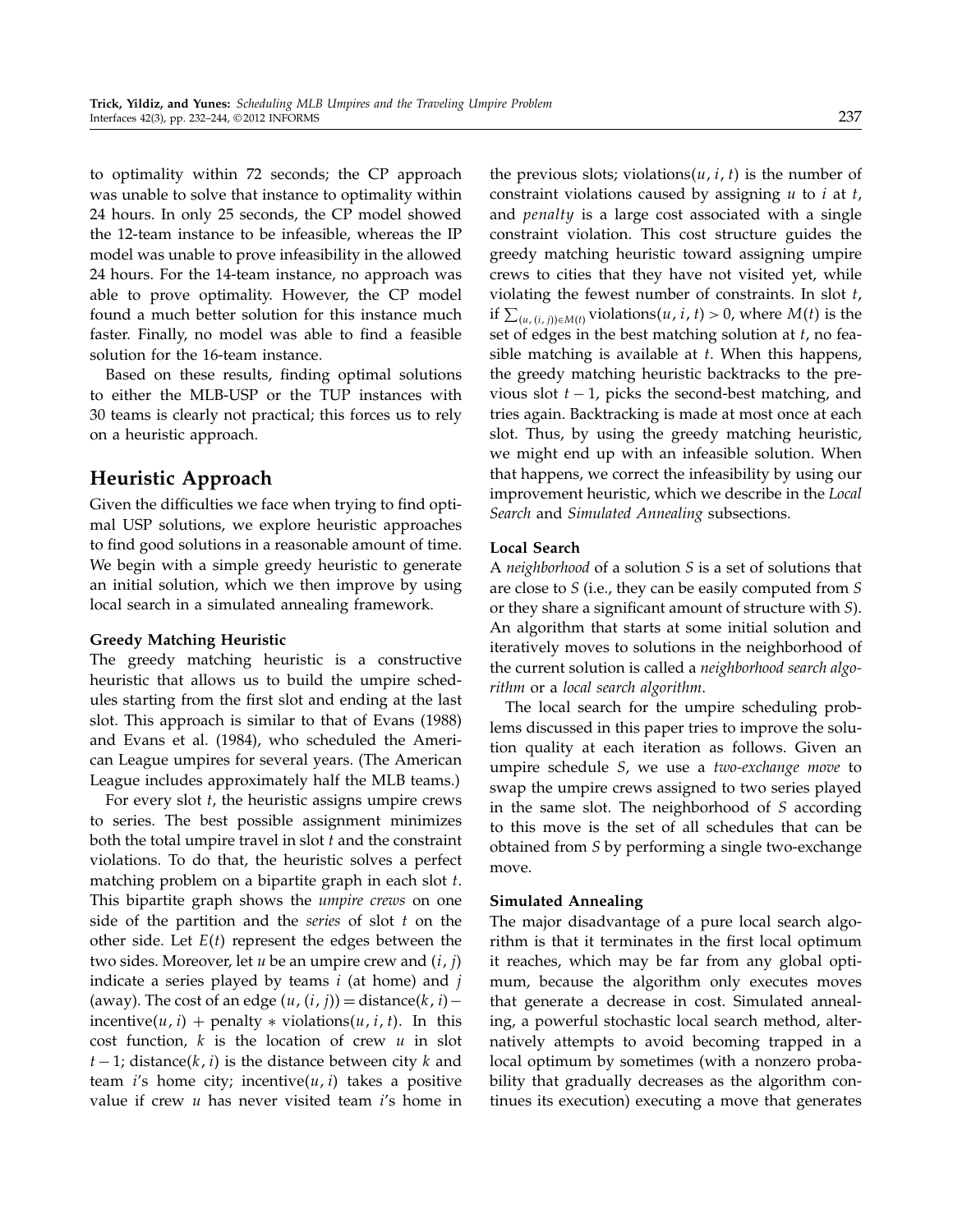to optimality within 72 seconds; the CP approach was unable to solve that instance to optimality within 24 hours. In only 25 seconds, the CP model showed the 12-team instance to be infeasible, whereas the IP model was unable to prove infeasibility in the allowed 24 hours. For the 14-team instance, no approach was able to prove optimality. However, the CP model found a much better solution for this instance much faster. Finally, no model was able to find a feasible solution for the 16-team instance.

Based on these results, finding optimal solutions to either the MLB-USP or the TUP instances with 30 teams is clearly not practical; this forces us to rely on a heuristic approach.

## Heuristic Approach

Given the difficulties we face when trying to find optimal USP solutions, we explore heuristic approaches to find good solutions in a reasonable amount of time. We begin with a simple greedy heuristic to generate an initial solution, which we then improve by using local search in a simulated annealing framework.

### Greedy Matching Heuristic

The greedy matching heuristic is a constructive heuristic that allows us to build the umpire schedules starting from the first slot and ending at the last slot. This approach is similar to that of Evans (1988) and Evans et al. (1984), who scheduled the American League umpires for several years. (The American League includes approximately half the MLB teams.)

For every slot $t$, the heuristic assigns umpire crews to series. The best possible assignment minimizes both the total umpire travel in slot $t$ and the constraint violations. To do that, the heuristic solves a perfect matching problem on a bipartite graph in each slot $t$. This bipartite graph shows the *umpire crews* on one side of the partition and the *series* of slot $t$ on the other side. Let $E(t)$ represent the edges between the two sides. Moreover, let $u$ be an umpire crew and $(i, j)$ indicate a series played by teams $i$ (at home) and $j$ (away). The cost of an edge $(u, (i, j)) = \text{distance}(k, i) - \text{incentive}(u, i) + \textit{penalty} * \text{violations}(u, i, t)$. In this cost function, $k$ is the location of crew $u$ in slot $t-1$; $\text{distance}(k, i)$ is the distance between city $k$ and team $i$'s home city; $\text{incentive}(u, i)$ takes a positive value if crew $u$ has never visited team $i$'s home in the previous slots; $\text{violations}(u, i, t)$ is the number of constraint violations caused by assigning $u$ to $i$ at $t$, and *penalty* is a large cost associated with a single constraint violation. This cost structure guides the greedy matching heuristic toward assigning umpire crews to cities that they have not visited yet, while violating the fewest number of constraints. In slot $t$, if $\sum_{(u,(i,j)) \in M(t)} \text{violations}(u, i, t) > 0$, where $M(t)$ is the set of edges in the best matching solution at $t$, no feasible matching is available at $t$. When this happens, the greedy matching heuristic backtracks to the previous slot $t-1$, picks the second-best matching, and tries again. Backtracking is made at most once at each slot. Thus, by using the greedy matching heuristic, we might end up with an infeasible solution. When that happens, we correct the infeasibility by using our improvement heuristic, which we describe in the *Local Search* and *Simulated Annealing* subsections.

### Local Search

A *neighborhood* of a solution $S$ is a set of solutions that are close to $S$ (i.e., they can be easily computed from $S$ or they share a significant amount of structure with $S$). An algorithm that starts at some initial solution and iteratively moves to solutions in the neighborhood of the current solution is called a *neighborhood search algorithm* or a *local search algorithm*.

The local search for the umpire scheduling problems discussed in this paper tries to improve the solution quality at each iteration as follows. Given an umpire schedule $S$, we use a *two-exchange move* to swap the umpire crews assigned to two series played in the same slot. The neighborhood of $S$ according to this move is the set of all schedules that can be obtained from $S$ by performing a single two-exchange move.

### Simulated Annealing

The major disadvantage of a pure local search algorithm is that it terminates in the first local optimum it reaches, which may be far from any global optimum, because the algorithm only executes moves that generate a decrease in cost. Simulated annealing, a powerful stochastic local search method, alternatively attempts to avoid becoming trapped in a local optimum by sometimes (with a nonzero probability that gradually decreases as the algorithm continues its execution) executing a move that generates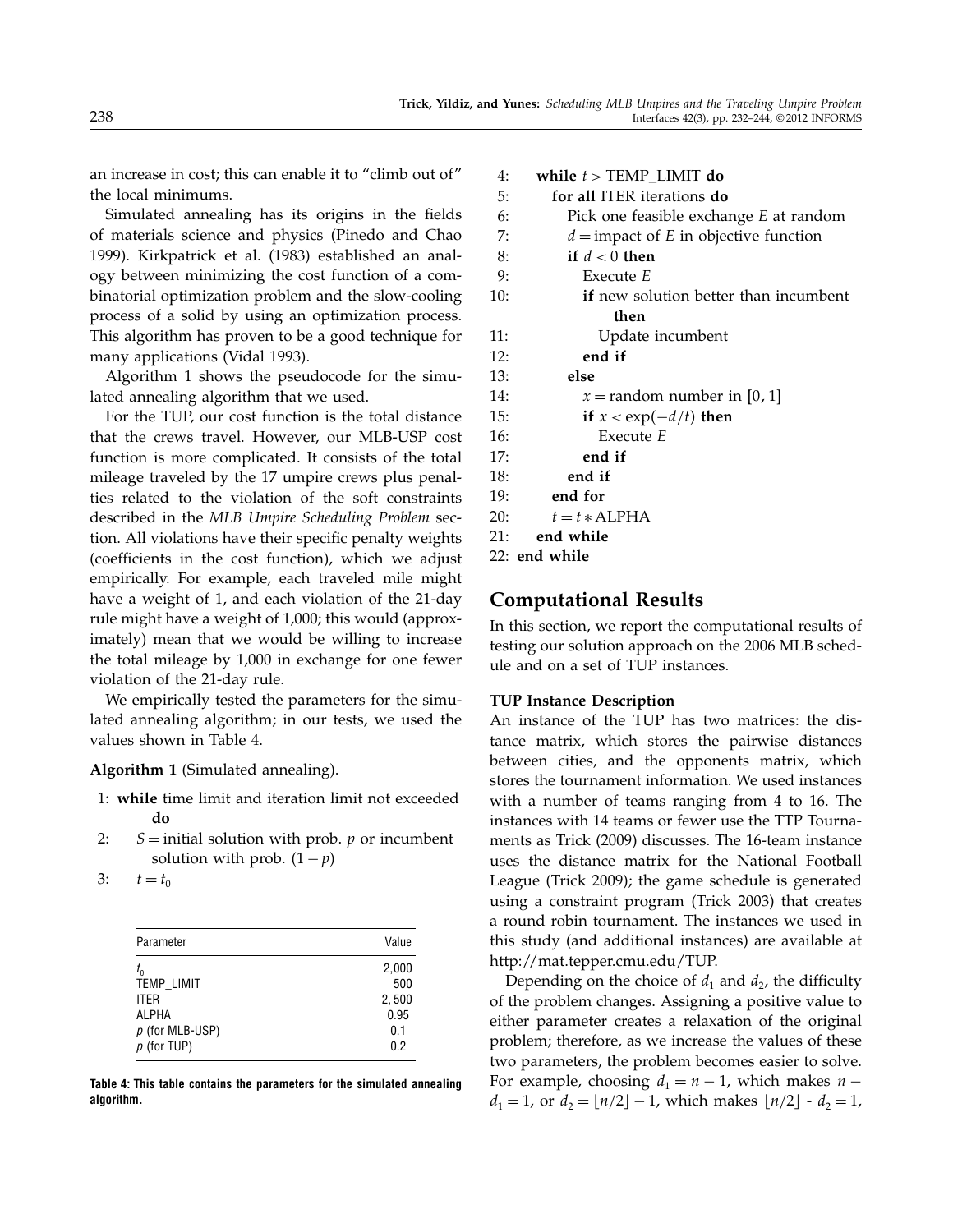an increase in cost; this can enable it to "climb out of" the local minimums.

Simulated annealing has its origins in the fields of materials science and physics (Pinedo and Chao 1999). Kirkpatrick et al. (1983) established an analogy between minimizing the cost function of a combinatorial optimization problem and the slow-cooling process of a solid by using an optimization process. This algorithm has proven to be a good technique for many applications (Vidal 1993).

Algorithm 1 shows the pseudocode for the simulated annealing algorithm that we used.

For the TUP, our cost function is the total distance that the crews travel. However, our MLB-USP cost function is more complicated. It consists of the total mileage traveled by the 17 umpire crews plus penalties related to the violation of the soft constraints described in the *MLB Umpire Scheduling Problem* section. All violations have their specific penalty weights (coefficients in the cost function), which we adjust empirically. For example, each traveled mile might have a weight of 1, and each violation of the 21-day rule might have a weight of 1,000; this would (approximately) mean that we would be willing to increase the total mileage by 1,000 in exchange for one fewer violation of the 21-day rule.

We empirically tested the parameters for the simulated annealing algorithm; in our tests, we used the values shown in Table 4.

**Algorithm 1** (Simulated annealing).

```
 1: while time limit and iteration limit not exceeded do
 2:   S = initial solution with prob. p or incumbent solution with prob. (1 − p)
 3:   t = t_0
 4:   while t > TEMP_LIMIT do
 5:     for all ITER iterations do
 6:       Pick one feasible exchange E at random
 7:       d = impact of E in objective function
 8:       if d < 0 then
 9:         Execute E
10:         if new solution better than incumbent then
11:           Update incumbent
12:         end if
13:       else
14:         x = random number in [0, 1]
15:         if x < exp(−d/t) then
16:           Execute E
17:         end if
18:       end if
19:     end for
20:     t = t * ALPHA
21:   end while
22: end while
```

| Parameter | Value |
|---|---|
| $t_0$ | 2,000 |
| TEMP_LIMIT | 500 |
| ITER | 2, 500 |
| ALPHA | 0.95 |
| $p$ (for MLB-USP) | 0.1 |
| $p$ (for TUP) | 0.2 |

**Table 4: This table contains the parameters for the simulated annealing algorithm.**

## Computational Results

In this section, we report the computational results of testing our solution approach on the 2006 MLB schedule and on a set of TUP instances.

### TUP Instance Description

An instance of the TUP has two matrices: the distance matrix, which stores the pairwise distances between cities, and the opponents matrix, which stores the tournament information. We used instances with a number of teams ranging from 4 to 16. The instances with 14 teams or fewer use the TTP Tournaments as Trick (2009) discusses. The 16-team instance uses the distance matrix for the National Football League (Trick 2009); the game schedule is generated using a constraint program (Trick 2003) that creates a round robin tournament. The instances we used in this study (and additional instances) are available at http://mat.tepper.cmu.edu/TUP.

Depending on the choice of $d_1$ and $d_2$, the difficulty of the problem changes. Assigning a positive value to either parameter creates a relaxation of the original problem; therefore, as we increase the values of these two parameters, the problem becomes easier to solve. For example, choosing $d_1 = n - 1$, which makes $n - d_1 = 1$, or $d_2 = \lfloor n/2 \rfloor - 1$, which makes $\lfloor n/2 \rfloor$ - $d_2 = 1$,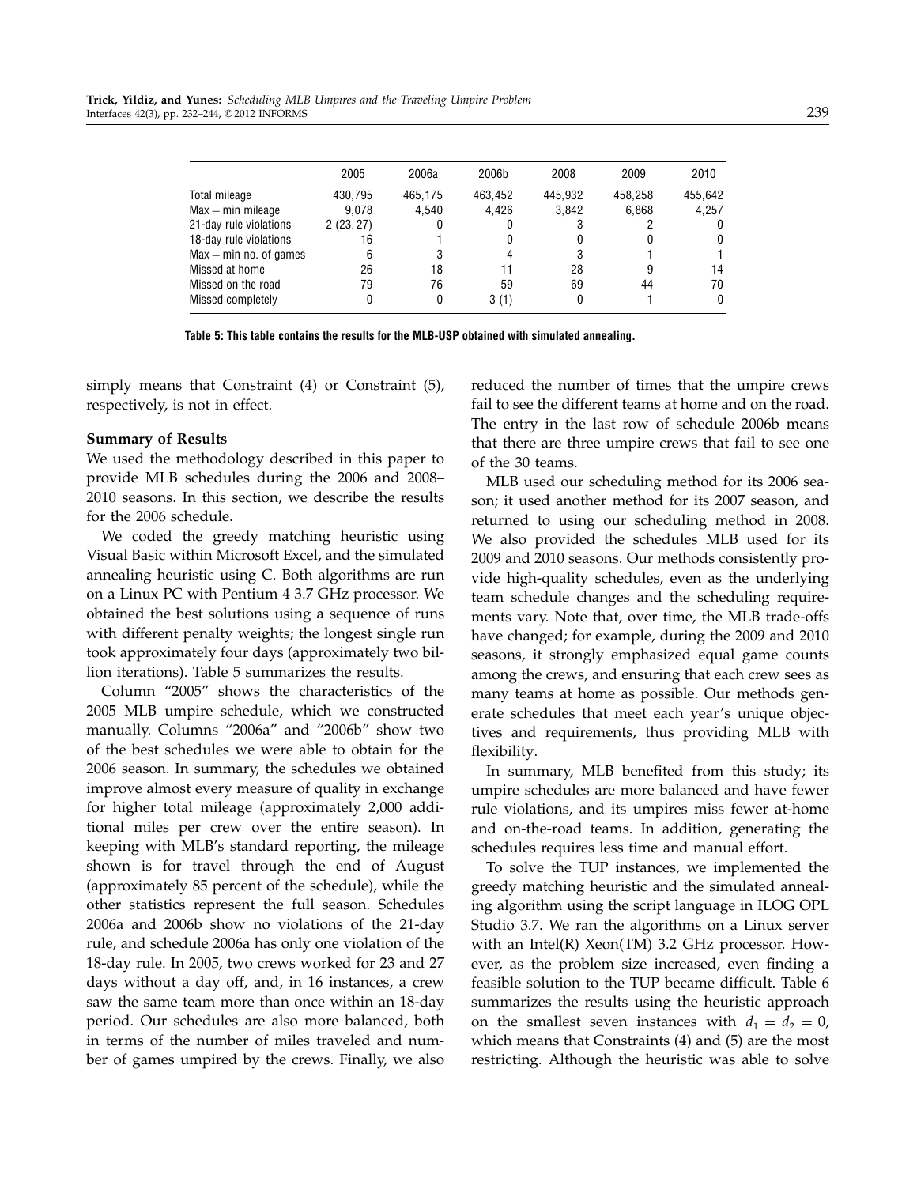| | 2005 | 2006a | 2006b | 2008 | 2009 | 2010 |
|---|---|---|---|---|---|---|
| Total mileage | 430,795 | 465,175 | 463,452 | 445,932 | 458,258 | 455,642 |
| Max − min mileage | 9,078 | 4,540 | 4,426 | 3,842 | 6,868 | 4,257 |
| 21-day rule violations | 2 (23, 27) | 0 | 0 | 3 | 2 | 0 |
| 18-day rule violations | 16 | 1 | 0 | 0 | 0 | 0 |
| Max − min no. of games | 6 | 3 | 4 | 3 | 1 | 1 |
| Missed at home | 26 | 18 | 11 | 28 | 9 | 14 |
| Missed on the road | 79 | 76 | 59 | 69 | 44 | 70 |
| Missed completely | 0 | 0 | 3 (1) | 0 | 1 | 0 |

**Table 5: This table contains the results for the MLB-USP obtained with simulated annealing.**

simply means that Constraint (4) or Constraint (5), respectively, is not in effect.

### Summary of Results

We used the methodology described in this paper to provide MLB schedules during the 2006 and 2008–2010 seasons. In this section, we describe the results for the 2006 schedule.

We coded the greedy matching heuristic using Visual Basic within Microsoft Excel, and the simulated annealing heuristic using C. Both algorithms are run on a Linux PC with Pentium 4 3.7 GHz processor. We obtained the best solutions using a sequence of runs with different penalty weights; the longest single run took approximately four days (approximately two billion iterations). Table 5 summarizes the results.

Column "2005" shows the characteristics of the 2005 MLB umpire schedule, which we constructed manually. Columns "2006a" and "2006b" show two of the best schedules we were able to obtain for the 2006 season. In summary, the schedules we obtained improve almost every measure of quality in exchange for higher total mileage (approximately 2,000 additional miles per crew over the entire season). In keeping with MLB's standard reporting, the mileage shown is for travel through the end of August (approximately 85 percent of the schedule), while the other statistics represent the full season. Schedules 2006a and 2006b show no violations of the 21-day rule, and schedule 2006a has only one violation of the 18-day rule. In 2005, two crews worked for 23 and 27 days without a day off, and, in 16 instances, a crew saw the same team more than once within an 18-day period. Our schedules are also more balanced, both in terms of the number of miles traveled and number of games umpired by the crews. Finally, we also reduced the number of times that the umpire crews fail to see the different teams at home and on the road. The entry in the last row of schedule 2006b means that there are three umpire crews that fail to see one of the 30 teams.

MLB used our scheduling method for its 2006 season; it used another method for its 2007 season, and returned to using our scheduling method in 2008. We also provided the schedules MLB used for its 2009 and 2010 seasons. Our methods consistently provide high-quality schedules, even as the underlying team schedule changes and the scheduling requirements vary. Note that, over time, the MLB trade-offs have changed; for example, during the 2009 and 2010 seasons, it strongly emphasized equal game counts among the crews, and ensuring that each crew sees as many teams at home as possible. Our methods generate schedules that meet each year's unique objectives and requirements, thus providing MLB with flexibility.

In summary, MLB benefited from this study; its umpire schedules are more balanced and have fewer rule violations, and its umpires miss fewer at-home and on-the-road teams. In addition, generating the schedules requires less time and manual effort.

To solve the TUP instances, we implemented the greedy matching heuristic and the simulated annealing algorithm using the script language in ILOG OPL Studio 3.7. We ran the algorithms on a Linux server with an Intel(R) Xeon(TM) 3.2 GHz processor. However, as the problem size increased, even finding a feasible solution to the TUP became difficult. Table 6 summarizes the results using the heuristic approach on the smallest seven instances with $d_1 = d_2 = 0$, which means that Constraints (4) and (5) are the most restricting. Although the heuristic was able to solve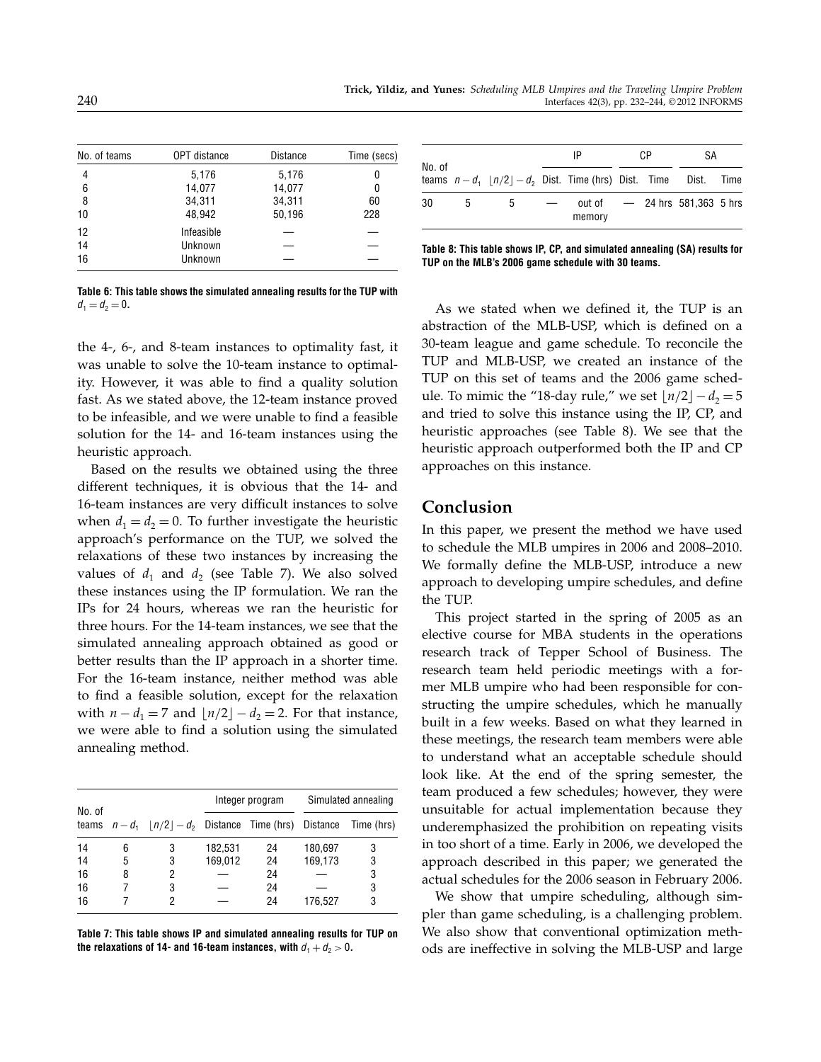| No. of teams | OPT distance | Distance | Time (secs) |
|---|---|---|---|
| 4 | 5,176 | 5,176 | 0 |
| 6 | 14,077 | 14,077 | 0 |
| 8 | 34,311 | 34,311 | 60 |
| 10 | 48,942 | 50,196 | 228 |
| 12 | Infeasible | — | — |
| 14 | Unknown | — | — |
| 16 | Unknown | — | — |

**Table 6: This table shows the simulated annealing results for the TUP with $d_1 = d_2 = 0$.**

the 4-, 6-, and 8-team instances to optimality fast, it was unable to solve the 10-team instance to optimality. However, it was able to find a quality solution fast. As we stated above, the 12-team instance proved to be infeasible, and we were unable to find a feasible solution for the 14- and 16-team instances using the heuristic approach.

Based on the results we obtained using the three different techniques, it is obvious that the 14- and 16-team instances are very difficult instances to solve when $d_1 = d_2 = 0$. To further investigate the heuristic approach's performance on the TUP, we solved the relaxations of these two instances by increasing the values of $d_1$ and $d_2$ (see Table 7). We also solved these instances using the IP formulation. We ran the IPs for 24 hours, whereas we ran the heuristic for three hours. For the 14-team instances, we see that the simulated annealing approach obtained as good or better results than the IP approach in a shorter time. For the 16-team instance, neither method was able to find a feasible solution, except for the relaxation with $n - d_1 = 7$ and $\lfloor n/2 \rfloor - d_2 = 2$. For that instance, we were able to find a solution using the simulated annealing method.

| No. of | | | Integer program | | Simulated annealing | |
|---|---|---|---|---|---|---|
| teams | $n - d_1$ | $\lfloor n/2 \rfloor - d_2$ | Distance | Time (hrs) | Distance | Time (hrs) |
| 14 | 6 | 3 | 182,531 | 24 | 180,697 | 3 |
| 14 | 5 | 3 | 169,012 | 24 | 169,173 | 3 |
| 16 | 8 | 2 | — | 24 | — | 3 |
| 16 | 7 | 3 | — | 24 | — | 3 |
| 16 | 7 | 2 | — | 24 | 176,527 | 3 |

**Table 7: This table shows IP and simulated annealing results for TUP on the relaxations of 14- and 16-team instances, with $d_1 + d_2 > 0$.**

| No. of | | | IP | | CP | | SA | |
|---|---|---|---|---|---|---|---|---|
| teams | $n - d_1$ | $\lfloor n/2 \rfloor - d_2$ | Dist. | Time (hrs) | Dist. | Time | Dist. | Time |
| 30 | 5 | 5 | — | out of memory | — | 24 hrs | 581,363 | 5 hrs |

**Table 8: This table shows IP, CP, and simulated annealing (SA) results for TUP on the MLB's 2006 game schedule with 30 teams.**

As we stated when we defined it, the TUP is an abstraction of the MLB-USP, which is defined on a 30-team league and game schedule. To reconcile the TUP and MLB-USP, we created an instance of the TUP on this set of teams and the 2006 game schedule. To mimic the "18-day rule," we set $\lfloor n/2 \rfloor - d_2 = 5$ and tried to solve this instance using the IP, CP, and heuristic approaches (see Table 8). We see that the heuristic approach outperformed both the IP and CP approaches on this instance.

## Conclusion

In this paper, we present the method we have used to schedule the MLB umpires in 2006 and 2008–2010. We formally define the MLB-USP, introduce a new approach to developing umpire schedules, and define the TUP.

This project started in the spring of 2005 as an elective course for MBA students in the operations research track of Tepper School of Business. The research team held periodic meetings with a former MLB umpire who had been responsible for constructing the umpire schedules, which he manually built in a few weeks. Based on what they learned in these meetings, the research team members were able to understand what an acceptable schedule should look like. At the end of the spring semester, the team produced a few schedules; however, they were unsuitable for actual implementation because they underemphasized the prohibition on repeating visits in too short of a time. Early in 2006, we developed the approach described in this paper; we generated the actual schedules for the 2006 season in February 2006.

We show that umpire scheduling, although simpler than game scheduling, is a challenging problem. We also show that conventional optimization methods are ineffective in solving the MLB-USP and large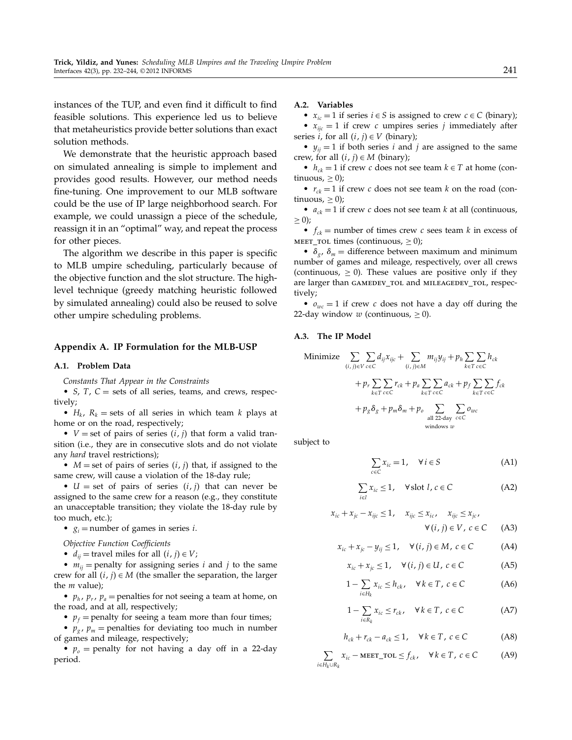instances of the TUP, and even find it difficult to find feasible solutions. This experience led us to believe that metaheuristics provide better solutions than exact solution methods.

We demonstrate that the heuristic approach based on simulated annealing is simple to implement and provides good results. However, our method needs fine-tuning. One improvement to our MLB software could be the use of IP large neighborhood search. For example, we could unassign a piece of the schedule, reassign it in an "optimal" way, and repeat the process for other pieces.

The algorithm we describe in this paper is specific to MLB umpire scheduling, particularly because of the objective function and the slot structure. The high-level technique (greedy matching heuristic followed by simulated annealing) could also be reused to solve other umpire scheduling problems.

## Appendix A. IP Formulation for the MLB-USP

### A.1. Problem Data

*Constants That Appear in the Constraints*

- $S$, $T$, $C$ = sets of all series, teams, and crews, respectively;
- $H_k$, $R_k$ = sets of all series in which team $k$ plays at home or on the road, respectively;
- $V$ = set of pairs of series $(i, j)$ that form a valid transition (i.e., they are in consecutive slots and do not violate any *hard* travel restrictions);
- $M$ = set of pairs of series $(i, j)$ that, if assigned to the same crew, will cause a violation of the 18-day rule;
- $U$ = set of pairs of series $(i, j)$ that can never be assigned to the same crew for a reason (e.g., they constitute an unacceptable transition; they violate the 18-day rule by too much, etc.);
- $g_i$ = number of games in series $i$.

*Objective Function Coefficients*

- $d_{ij}$ = travel miles for all $(i, j) \in V$;
- $m_{ij}$ = penalty for assigning series $i$ and $j$ to the same crew for all $(i, j) \in M$ (the smaller the separation, the larger the $m$ value);
- $p_h$, $p_r$, $p_a$ = penalties for not seeing a team at home, on the road, and at all, respectively;
- $p_f$ = penalty for seeing a team more than four times;
- $p_g$, $p_m$ = penalties for deviating too much in number of games and mileage, respectively;
- $p_o$ = penalty for not having a day off in a 22-day period.

### A.2. Variables

- $x_{ic} = 1$ if series $i \in S$ is assigned to crew $c \in C$ (binary);
- $x_{ijc} = 1$ if crew $c$ umpires series $j$ immediately after series $i$, for all $(i, j) \in V$ (binary);
- $y_{ij} = 1$ if both series $i$ and $j$ are assigned to the same crew, for all $(i, j) \in M$ (binary);
- $h_{ck} = 1$ if crew $c$ does not see team $k \in T$ at home (continuous, $\geq 0$);
- $r_{ck} = 1$ if crew $c$ does not see team $k$ on the road (continuous, $\geq 0$);
- $a_{ck} = 1$ if crew $c$ does not see team $k$ at all (continuous, $\geq 0$);
- $f_{ck}$ = number of times crew $c$ sees team $k$ in excess of MEET_TOL times (continuous, $\geq 0$);
- $\delta_g$, $\delta_m$ = difference between maximum and minimum number of games and mileage, respectively, over all crews (continuous, $\geq 0$). These values are positive only if they are larger than GAMEDEV_TOL and MILEAGEDEV_TOL, respectively;
- $o_{wc} = 1$ if crew $c$ does not have a day off during the 22-day window $w$ (continuous, $\geq 0$).

### A.3. The IP Model

$$\text{Minimize} \quad \sum_{(i,j)\in V} \sum_{c \in C} d_{ij} x_{ijc} + \sum_{(i,j)\in M} m_{ij} y_{ij} + p_h \sum_{k \in T} \sum_{c \in C} h_{ck} + p_r \sum_{k \in T} \sum_{c \in C} r_{ck} + p_a \sum_{k \in T} \sum_{c \in C} a_{ck} + p_f \sum_{k \in T} \sum_{c \in C} f_{ck} + p_g \delta_g + p_m \delta_m + p_o \sum_{\substack{\text{all 22-day} \\ \text{windows } w}} \sum_{c \in C} o_{wc}$$

subject to

$$\sum_{c \in C} x_{ic} = 1, \quad \forall\, i \in S \tag{A1}$$

$$\sum_{i \in l} x_{ic} \leq 1, \quad \forall \text{ slot } l,\ c \in C \tag{A2}$$

$$x_{ic} + x_{jc} - x_{ijc} \leq 1, \quad x_{ijc} \leq x_{ic}, \quad x_{ijc} \leq x_{jc}, \quad \forall\, (i, j) \in V,\ c \in C \tag{A3}$$

$$x_{ic} + x_{jc} - y_{ij} \leq 1, \quad \forall\, (i, j) \in M,\ c \in C \tag{A4}$$

$$x_{ic} + x_{jc} \leq 1, \quad \forall\, (i, j) \in U,\ c \in C \tag{A5}$$

$$1 - \sum_{i \in H_k} x_{ic} \leq h_{ck}, \quad \forall\, k \in T,\ c \in C \tag{A6}$$

$$1 - \sum_{i \in R_k} x_{ic} \leq r_{ck}, \quad \forall\, k \in T,\ c \in C \tag{A7}$$

$$h_{ck} + r_{ck} - a_{ck} \leq 1, \quad \forall\, k \in T,\ c \in C \tag{A8}$$

$$\sum_{i \in H_k \cup R_k} x_{ic} - \text{MEET\_TOL} \leq f_{ck}, \quad \forall\, k \in T,\ c \in C \tag{A9}$$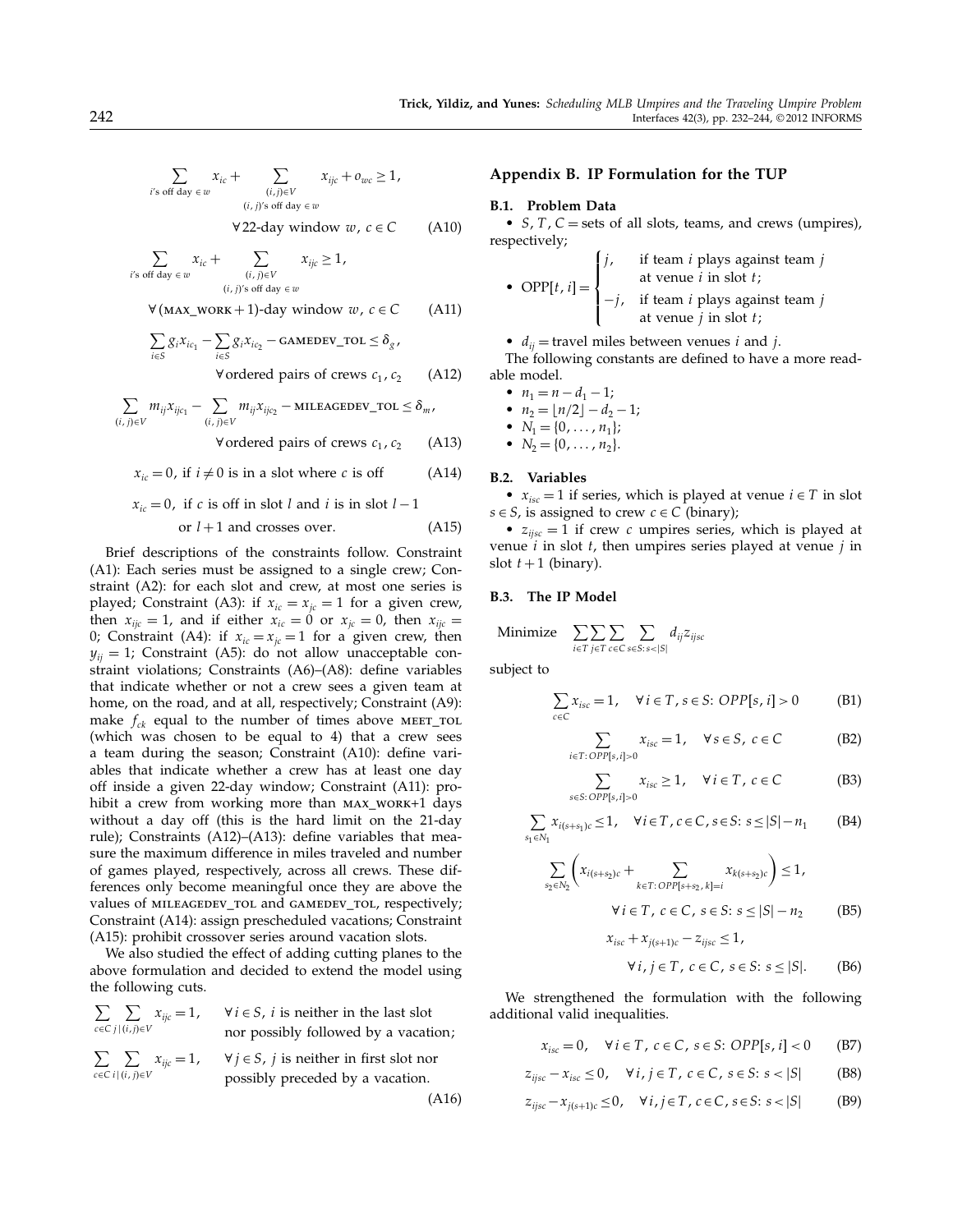$$\sum_{i\text{'s off day} \in w} x_{ic} + \sum_{\substack{(i,j)\in V \\ (i,j)\text{'s off day} \in w}} x_{ijc} + o_{wc} \geq 1,$$

$$\forall \text{22-day window } w,\ c \in C \qquad \text{(A10)}$$

$$\sum_{i\text{'s off day} \in w} x_{ic} + \sum_{\substack{(i,j)\in V \\ (i,j)\text{'s off day} \in w}} x_{ijc} \geq 1,$$

$$\forall (\text{MAX\_WORK}+1)\text{-day window } w,\ c \in C \qquad \text{(A11)}$$

$$\sum_{i\in S} g_i x_{ic_1} - \sum_{i\in S} g_i x_{ic_2} - \text{GAMEDEV\_TOL} \leq \delta_g,$$

$$\forall \text{ordered pairs of crews } c_1, c_2 \qquad \text{(A12)}$$

$$\sum_{(i,j)\in V} m_{ij} x_{ijc_1} - \sum_{(i,j)\in V} m_{ij} x_{ijc_2} - \text{MILEAGEDEV\_TOL} \leq \delta_m,$$

$$\forall \text{ordered pairs of crews } c_1, c_2 \qquad \text{(A13)}$$

$$x_{ic} = 0, \text{ if } i \neq 0 \text{ is in a slot where } c \text{ is off} \qquad \text{(A14)}$$

$$x_{ic} = 0, \text{ if } c \text{ is off in slot } l \text{ and } i \text{ is in slot } l-1 \text{ or } l+1 \text{ and crosses over.} \qquad \text{(A15)}$$

Brief descriptions of the constraints follow. Constraint (A1): Each series must be assigned to a single crew; Constraint (A2): for each slot and crew, at most one series is played; Constraint (A3): if $x_{ic} = x_{jc} = 1$ for a given crew, then $x_{ijc} = 1$, and if either $x_{ic} = 0$ or $x_{jc} = 0$, then $x_{ijc} = 0$; Constraint (A4): if $x_{ic} = x_{jc} = 1$ for a given crew, then $y_{ij} = 1$; Constraint (A5): do not allow unacceptable constraint violations; Constraints (A6)–(A8): define variables that indicate whether or not a crew sees a given team at home, on the road, and at all, respectively; Constraint (A9): make $f_{ck}$ equal to the number of times above MEET_TOL (which was chosen to be equal to 4) that a crew sees a team during the season; Constraint (A10): define variables that indicate whether a crew has at least one day off inside a given 22-day window; Constraint (A11): prohibit a crew from working more than MAX_WORK+1 days without a day off (this is the hard limit on the 21-day rule); Constraints (A12)–(A13): define variables that measure the maximum difference in miles traveled and number of games played, respectively, across all crews. These differences only become meaningful once they are above the values of MILEAGEDEV_TOL and GAMEDEV_TOL, respectively; Constraint (A14): assign prescheduled vacations; Constraint (A15): prohibit crossover series around vacation slots.

We also studied the effect of adding cutting planes to the above formulation and decided to extend the model using the following cuts.

$$\sum_{c\in C}\sum_{j\,|\,(i,j)\in V} x_{ijc} = 1, \quad \forall i \in S,\ i \text{ is neither in the last slot nor possibly followed by a vacation;}$$

$$\sum_{c\in C}\sum_{i\,|\,(i,j)\in V} x_{ijc} = 1, \quad \forall j \in S,\ j \text{ is neither in first slot nor possibly preceded by a vacation.} \qquad \text{(A16)}$$

## Appendix B. IP Formulation for the TUP

### B.1. Problem Data

- $S$, $T$, $C$ = sets of all slots, teams, and crews (umpires), respectively;
- $$\text{OPP}[t,i] = \begin{cases} j, & \text{if team } i \text{ plays against team } j \text{ at venue } i \text{ in slot } t; \\ -j, & \text{if team } i \text{ plays against team } j \text{ at venue } j \text{ in slot } t; \end{cases}$$
- $d_{ij}$ = travel miles between venues $i$ and $j$.

The following constants are defined to have a more readable model.

- $n_1 = n - d_1 - 1$;
- $n_2 = \lfloor n/2 \rfloor - d_2 - 1$;
- $N_1 = \{0, \ldots, n_1\}$;
- $N_2 = \{0, \ldots, n_2\}$.

### B.2. Variables

- $x_{isc} = 1$ if series, which is played at venue $i \in T$ in slot $s \in S$, is assigned to crew $c \in C$ (binary);
- $z_{ijsc} = 1$ if crew $c$ umpires series, which is played at venue $i$ in slot $t$, then umpires series played at venue $j$ in slot $t+1$ (binary).

### B.3. The IP Model

$$\text{Minimize} \quad \sum_{i\in T}\sum_{j\in T}\sum_{c\in C}\sum_{s\in S:\, s<|S|} d_{ij} z_{ijsc}$$

subject to

$$\sum_{c\in C} x_{isc} = 1, \quad \forall i \in T,\ s \in S\colon OPP[s,i] > 0 \qquad \text{(B1)}$$

$$\sum_{i\in T:\, OPP[s,i]>0} x_{isc} = 1, \quad \forall s \in S,\ c \in C \qquad \text{(B2)}$$

$$\sum_{s\in S:\, OPP[s,i]>0} x_{isc} \geq 1, \quad \forall i \in T,\ c \in C \qquad \text{(B3)}$$

$$\sum_{s_1\in N_1} x_{i(s+s_1)c} \leq 1, \quad \forall i \in T,\ c \in C,\ s \in S\colon s \leq |S| - n_1 \qquad \text{(B4)}$$

$$\sum_{s_2\in N_2}\left( x_{i(s+s_2)c} + \sum_{k\in T:\, OPP[s+s_2,k]=i} x_{k(s+s_2)c}\right) \leq 1,$$

$$\forall i \in T,\ c \in C,\ s \in S\colon s \leq |S| - n_2 \qquad \text{(B5)}$$

$$x_{isc} + x_{j(s+1)c} - z_{ijsc} \leq 1,$$

$$\forall i, j \in T,\ c \in C,\ s \in S\colon s \leq |S|. \qquad \text{(B6)}$$

We strengthened the formulation with the following additional valid inequalities.

$$x_{isc} = 0, \quad \forall i \in T,\ c \in C,\ s \in S\colon OPP[s,i] < 0 \qquad \text{(B7)}$$

$$z_{ijsc} - x_{isc} \leq 0, \quad \forall i, j \in T,\ c \in C,\ s \in S\colon s < |S| \qquad \text{(B8)}$$

$$z_{ijsc} - x_{j(s+1)c} \leq 0, \quad \forall i, j \in T,\ c \in C,\ s \in S\colon s < |S| \qquad \text{(B9)}$$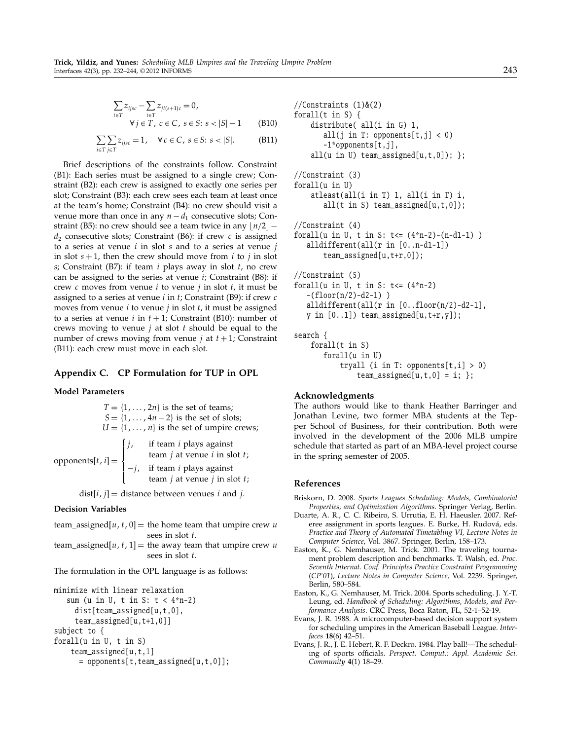$$\sum_{i \in T} z_{ijsc} - \sum_{i \in T} z_{ji(s+1)c} = 0, \quad \forall j \in T,\ c \in C,\ s \in S\colon s < |S| - 1 \tag{B10}$$

$$\sum_{i \in T} \sum_{j \in T} z_{ijsc} = 1, \quad \forall c \in C,\ s \in S\colon s < |S|. \tag{B11}$$

Brief descriptions of the constraints follow. Constraint (B1): Each series must be assigned to a single crew; Constraint (B2): each crew is assigned to exactly one series per slot; Constraint (B3): each crew sees each team at least once at the team's home; Constraint (B4): no crew should visit a venue more than once in any $n - d_1$ consecutive slots; Constraint (B5): no crew should see a team twice in any $\lfloor n/2 \rfloor - d_2$ consecutive slots; Constraint (B6): if crew $c$ is assigned to a series at venue $i$ in slot $s$ and to a series at venue $j$ in slot $s+1$, then the crew should move from $i$ to $j$ in slot $s$; Constraint (B7): if team $i$ plays away in slot $t$, no crew can be assigned to the series at venue $i$; Constraint (B8): if crew $c$ moves from venue $i$ to venue $j$ in slot $t$, it must be assigned to a series at venue $i$ in $t$; Constraint (B9): if crew $c$ moves from venue $i$ to venue $j$ in slot $t$, it must be assigned to a series at venue $i$ in $t+1$; Constraint (B10): number of crews moving to venue $j$ at slot $t$ should be equal to the number of crews moving from venue $j$ at $t+1$; Constraint (B11): each crew must move in each slot.

## Appendix C. CP Formulation for TUP in OPL

### Model Parameters

$T = \{1, \ldots, 2n\}$ is the set of teams;
$S = \{1, \ldots, 4n-2\}$ is the set of slots;
$U = \{1, \ldots, n\}$ is the set of umpire crews;

$$\text{opponents}[t,i] = \begin{cases} j, & \text{if team } i \text{ plays against team } j \text{ at venue } i \text{ in slot } t; \\ -j, & \text{if team } i \text{ plays against team } j \text{ at venue } j \text{ in slot } t; \end{cases}$$

$\text{dist}[i,j]$ = distance between venues $i$ and $j$.

### Decision Variables

team_assigned$[u,t,0]$ = the home team that umpire crew $u$ sees in slot $t$.
team_assigned$[u,t,1]$ = the away team that umpire crew $u$ sees in slot $t$.

The formulation in the OPL language is as follows:

```
minimize with linear relaxation
   sum (u in U, t in S: t < 4*n-2)
     dist[team_assigned[u,t,0],
     team_assigned[u,t+1,0]]
subject to {
forall(u in U, t in S)
    team_assigned[u,t,1]
      = opponents[t,team_assigned[u,t,0]];

//Constraints (1)&(2)
forall(t in S) {
    distribute( all(i in G) 1,
       all(j in T: opponents[t,j] < 0)
       -1*opponents[t,j],
    all(u in U) team_assigned[u,t,0]); };

//Constraint (3)
forall(u in U)
    atleast(all(i in T) 1, all(i in T) i,
       all(t in S) team_assigned[u,t,0]);

//Constraint (4)
forall(u in U, t in S: t<= (4*n-2)-(n-d1-1) )
   alldifferent(all(r in [0..n-d1-1])
       team_assigned[u,t+r,0]);

//Constraint (5)
forall(u in U, t in S: t<= (4*n-2)
   -(floor(n/2)-d2-1) )
   alldifferent(all(r in [0..floor(n/2)-d2-1],
   y in [0..1]) team_assigned[u,t+r,y]);

search {
    forall(t in S)
       forall(u in U)
           tryall (i in T: opponents[t,i] > 0)
               team_assigned[u,t,0] = i; };
```

## Acknowledgments

The authors would like to thank Heather Barringer and Jonathan Levine, two former MBA students at the Tepper School of Business, for their contribution. Both were involved in the development of the 2006 MLB umpire schedule that started as part of an MBA-level project course in the spring semester of 2005.

## References

Briskorn, D. 2008. *Sports Leagues Scheduling: Models, Combinatorial Properties, and Optimization Algorithms*. Springer Verlag, Berlin.

Duarte, A. R., C. C. Ribeiro, S. Urrutia, E. H. Haeusler. 2007. Referee assignment in sports leagues. E. Burke, H. Rudová, eds. *Practice and Theory of Automated Timetabling VI, Lecture Notes in Computer Science*, Vol. 3867. Springer, Berlin, 158–173.

Easton, K., G. Nemhauser, M. Trick. 2001. The traveling tournament problem description and benchmarks. T. Walsh, ed. *Proc. Seventh Internat. Conf. Principles Practice Constraint Programming (CP'01)*, *Lecture Notes in Computer Science,* Vol. 2239. Springer, Berlin, 580–584.

Easton, K., G. Nemhauser, M. Trick. 2004. Sports scheduling. J. Y.-T. Leung, ed. *Handbook of Scheduling: Algorithms, Models, and Performance Analysis*. CRC Press, Boca Raton, FL, 52-1–52-19.

Evans, J. R. 1988. A microcomputer-based decision support system for scheduling umpires in the American Baseball League. *Interfaces* **18**(6) 42–51.

Evans, J. R., J. E. Hebert, R. F. Deckro. 1984. Play ball!—The scheduling of sports officials. *Perspect. Comput.: Appl. Academic Sci. Community* **4**(1) 18–29.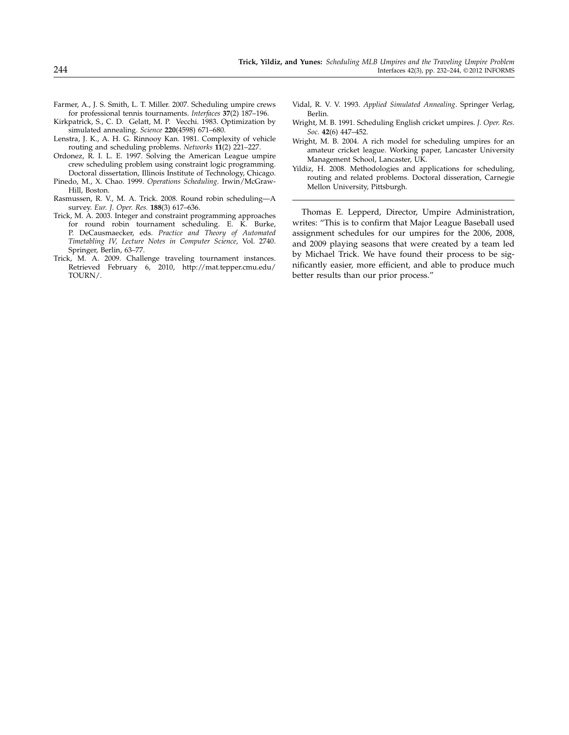Farmer, A., J. S. Smith, L. T. Miller. 2007. Scheduling umpire crews for professional tennis tournaments. *Interfaces* **37**(2) 187–196.

Kirkpatrick, S., C. D. Gelatt, M. P. Vecchi. 1983. Optimization by simulated annealing. *Science* **220**(4598) 671–680.

Lenstra, J. K., A. H. G. Rinnooy Kan. 1981. Complexity of vehicle routing and scheduling problems. *Networks* **11**(2) 221–227.

Ordonez, R. I. L. E. 1997. Solving the American League umpire crew scheduling problem using constraint logic programming. Doctoral dissertation, Illinois Institute of Technology, Chicago.

Pinedo, M., X. Chao. 1999. *Operations Scheduling*. Irwin/McGraw-Hill, Boston.

Rasmussen, R. V., M. A. Trick. 2008. Round robin scheduling—A survey. *Eur. J. Oper. Res.* **188**(3) 617–636.

Trick, M. A. 2003. Integer and constraint programming approaches for round robin tournament scheduling. E. K. Burke, P. DeCausmaecker, eds. *Practice and Theory of Automated Timetabling IV, Lecture Notes in Computer Science*, Vol. 2740. Springer, Berlin, 63–77.

Trick, M. A. 2009. Challenge traveling tournament instances. Retrieved February 6, 2010, http://mat.tepper.cmu.edu/TOURN/.

Vidal, R. V. V. 1993. *Applied Simulated Annealing*. Springer Verlag, Berlin.

Wright, M. B. 1991. Scheduling English cricket umpires. *J. Oper. Res. Soc.* **42**(6) 447–452.

Wright, M. B. 2004. A rich model for scheduling umpires for an amateur cricket league. Working paper, Lancaster University Management School, Lancaster, UK.

Yildiz, H. 2008. Methodologies and applications for scheduling, routing and related problems. Doctoral disseration, Carnegie Mellon University, Pittsburgh.

---

Thomas E. Lepperd, Director, Umpire Administration, writes: "This is to confirm that Major League Baseball used assignment schedules for our umpires for the 2006, 2008, and 2009 playing seasons that were created by a team led by Michael Trick. We have found their process to be significantly easier, more efficient, and able to produce much better results than our prior process."